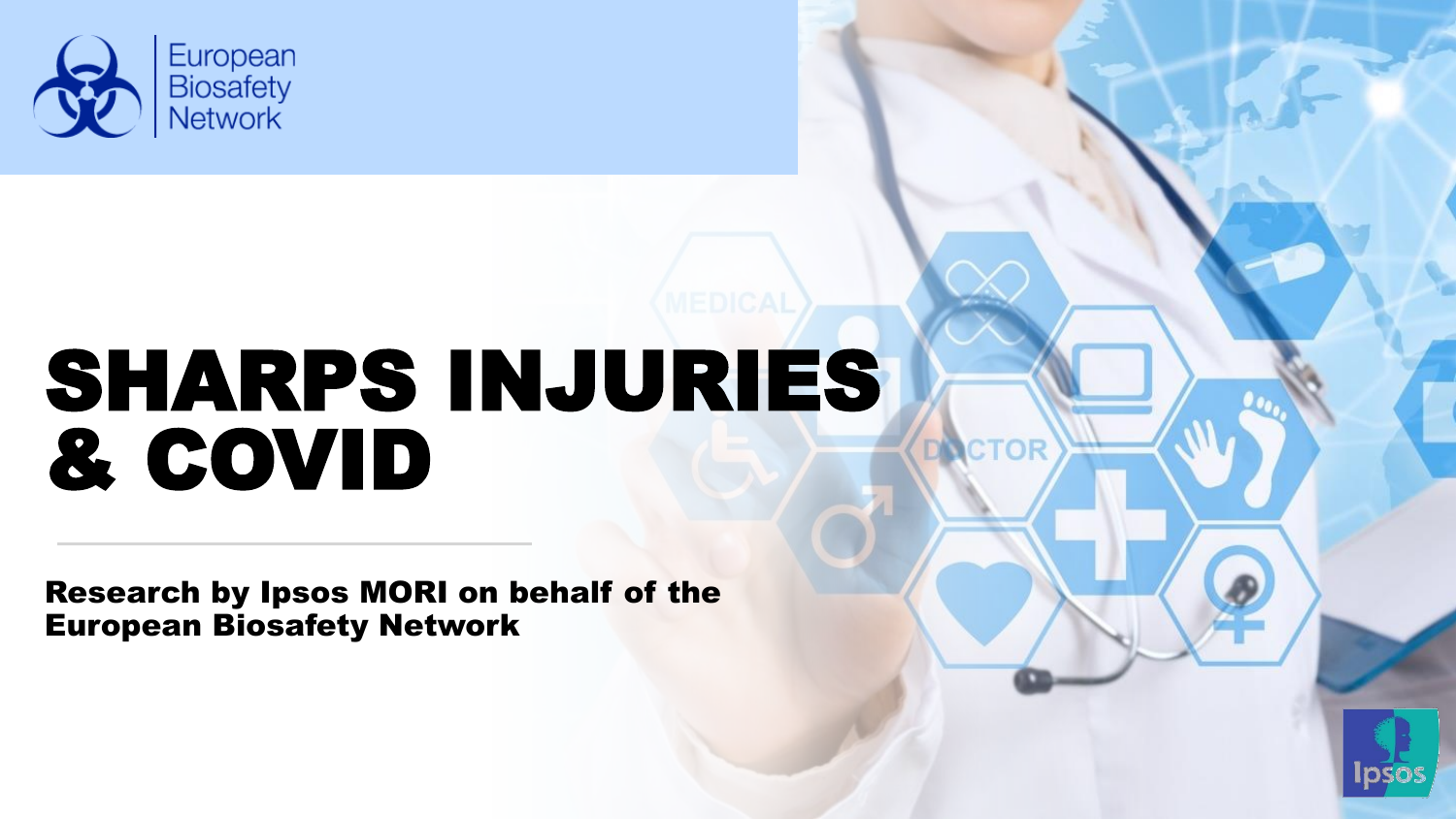European Biosafety Network

# SHARPS INJURIES & COVID

**Research by Ipsos MORI on behalf of the European Biosafety Network**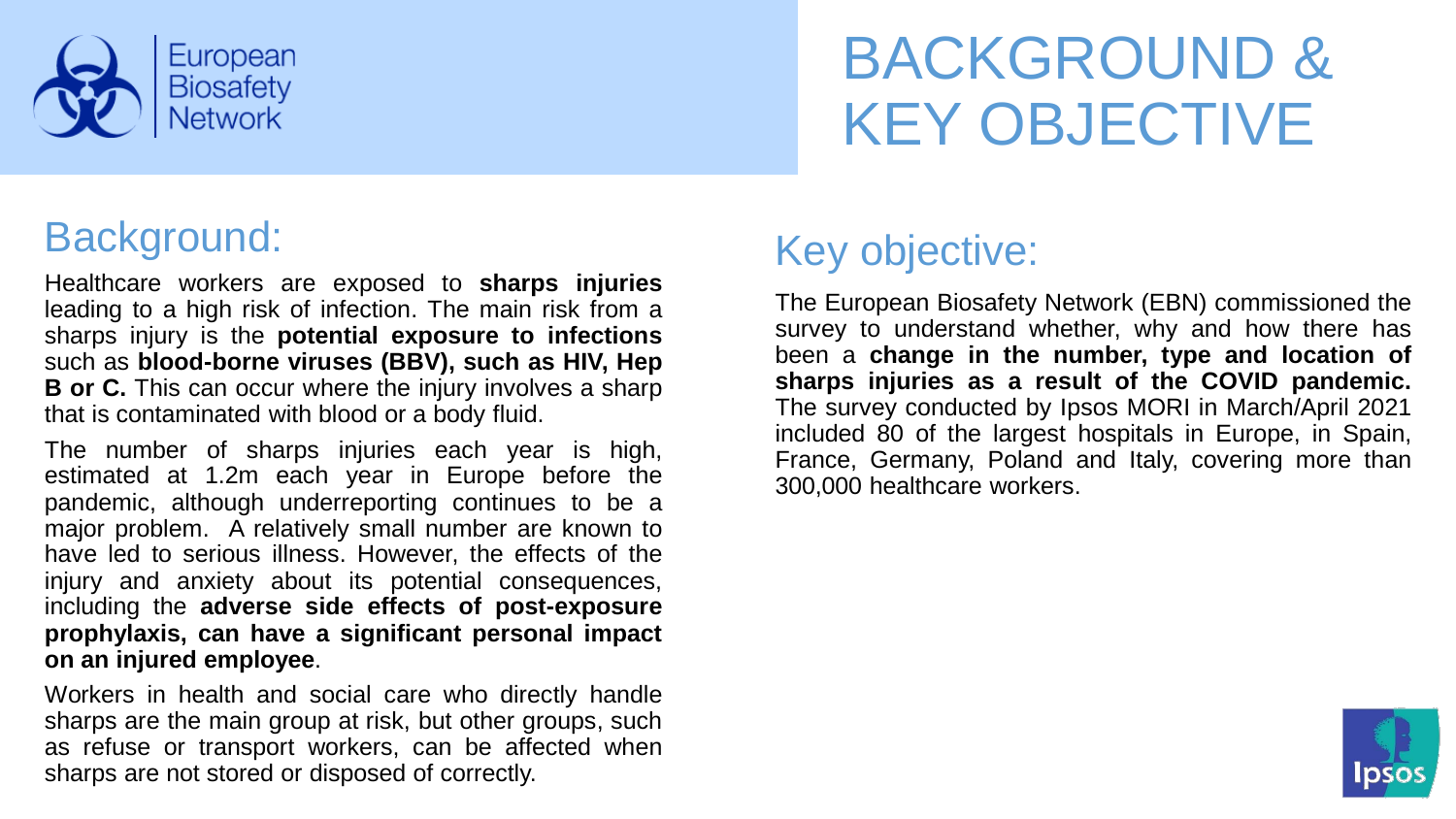# BACKGROUND & KEY OBJECTIVE

## Background:

Healthcare workers are exposed to **sharps injuries** leading to a high risk of infection. The main risk from a sharps injury is the **potential exposure to infections** such as **blood-borne viruses (BBV), such as HIV, Hep B or C.** This can occur where the injury involves a sharp that is contaminated with blood or a body fluid.

The number of sharps injuries each year is high, estimated at 1.2m each year in Europe before the pandemic, although underreporting continues to be a major problem. A relatively small number are known to have led to serious illness. However, the effects of the injury and anxiety about its potential consequences, including the **adverse side effects of post-exposure prophylaxis, can have a significant personal impact on an injured employee**.

Workers in health and social care who directly handle sharps are the main group at risk, but other groups, such as refuse or transport workers, can be affected when sharps are not stored or disposed of correctly.

## Key objective:

The European Biosafety Network (EBN) commissioned the survey to understand whether, why and how there has been a **change in the number, type and location of sharps injuries as a result of the COVID pandemic.** The survey conducted by Ipsos MORI in March/April 2021 included 80 of the largest hospitals in Europe, in Spain, France, Germany, Poland and Italy, covering more than 300,000 healthcare workers.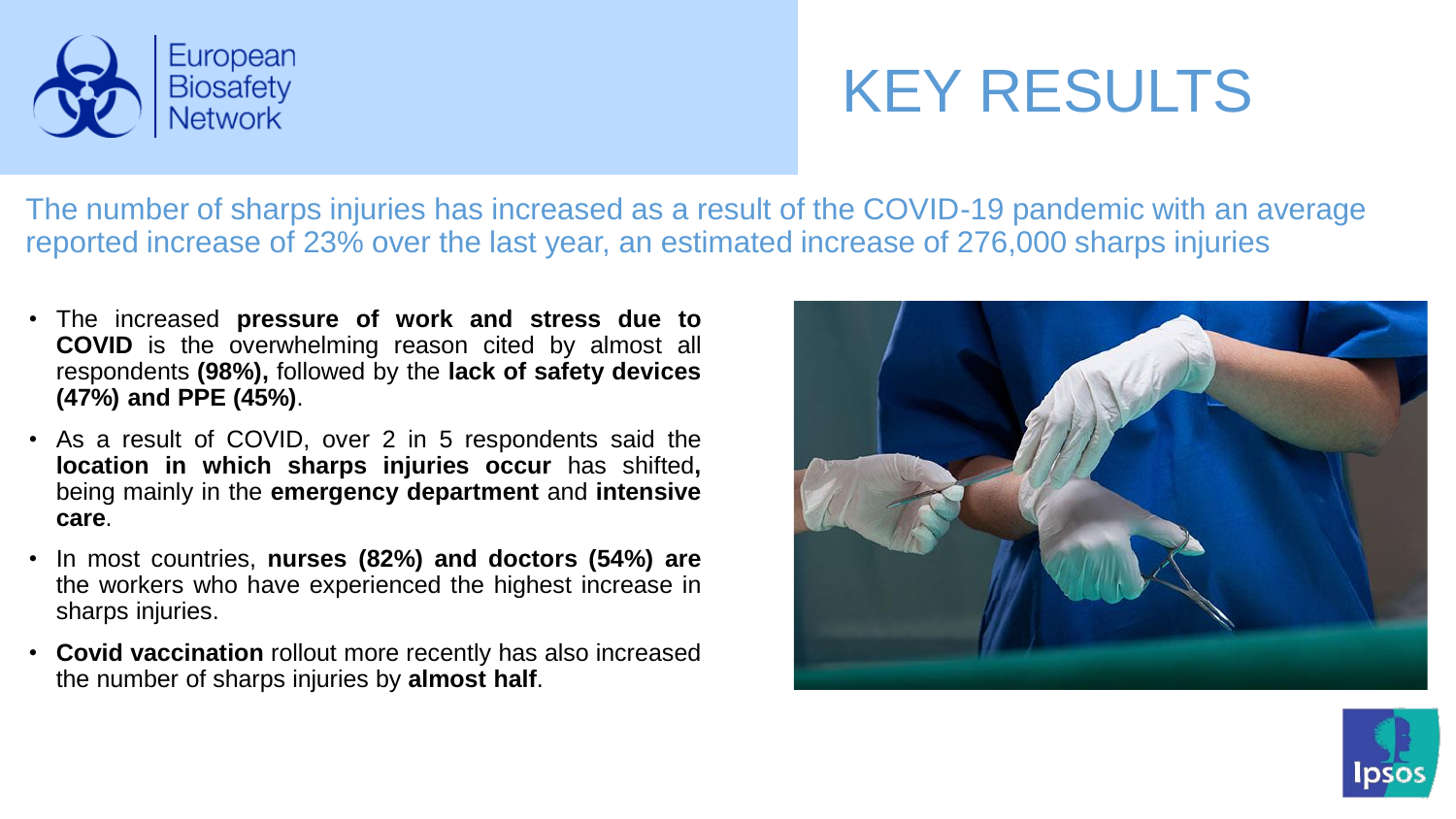European Biosafety Network

# KEY RESULTS

The number of sharps injuries has increased as a result of the COVID-19 pandemic with an average reported increase of 23% over the last year, an estimated increase of 276,000 sharps injuries

- The increased **pressure of work and stress due to COVID** is the overwhelming reason cited by almost all respondents **(98%),** followed by the **lack of safety devices (47%) and PPE (45%)**.
- As a result of COVID, over 2 in 5 respondents said the **location in which sharps injuries occur** has shifted**,** being mainly in the **emergency department** and **intensive care**.
- In most countries, **nurses (82%) and doctors (54%) are** the workers who have experienced the highest increase in sharps injuries.
- **Covid vaccination** rollout more recently has also increased the number of sharps injuries by **almost half**.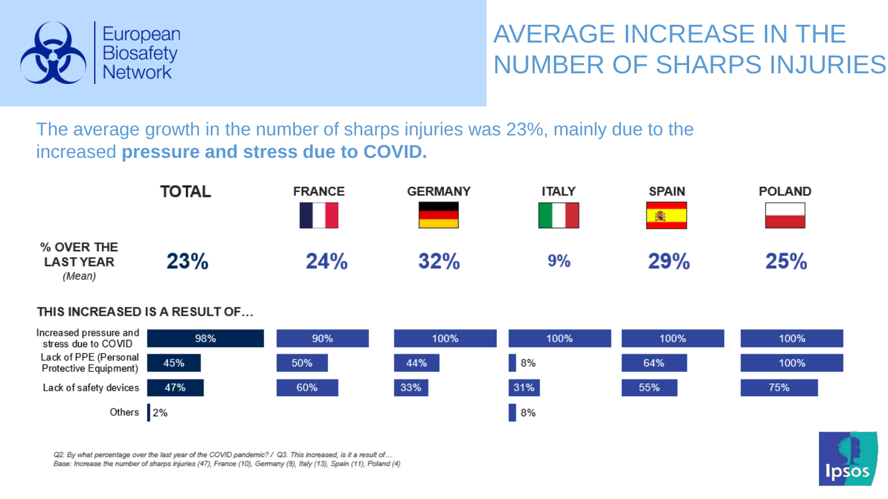# AVERAGE INCREASE IN THE NUMBER OF SHARPS INJURIES

The average growth in the number of sharps injuries was 23%, mainly due to the increased **pressure and stress due to COVID.**

| | TOTAL | FRANCE | GERMANY | ITALY | SPAIN | POLAND |
|---|---|---|---|---|---|---|
| **% OVER THE LAST YEAR** *(Mean)* | 23% | 24% | 32% | 9% | 29% | 25% |

**THIS INCREASED IS A RESULT OF…**

| | TOTAL | FRANCE | GERMANY | ITALY | SPAIN | POLAND |
|---|---|---|---|---|---|---|
| Increased pressure and stress due to COVID | 98% | 90% | 100% | 100% | 100% | 100% |
| Lack of PPE (Personal Protective Equipment) | 45% | 50% | 44% | 8% | 64% | 100% |
| Lack of safety devices | 47% | 60% | 33% | 31% | 55% | 75% |
| Others | 2% | | | 8% | | |

*Q2. By what percentage over the last year of the COVID pandemic? / Q3. This increased, is it a result of…*
*Base: Increase the number of sharps injuries (47), France (10), Germany (9), Italy (13), Spain (11), Poland (4)*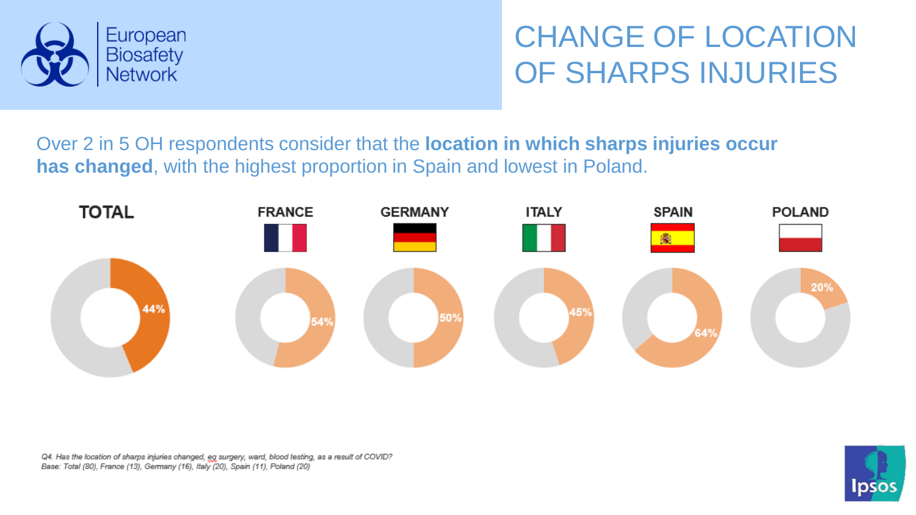European Biosafety Network

# CHANGE OF LOCATION OF SHARPS INJURIES

Over 2 in 5 OH respondents consider that the **location in which sharps injuries occur has changed**, with the highest proportion in Spain and lowest in Poland.

| TOTAL | FRANCE | GERMANY | ITALY | SPAIN | POLAND |
|---|---|---|---|---|---|
| 44% | 54% | 50% | 45% | 64% | 20% |

*Q4. Has the location of sharps injuries changed, eg surgery, ward, blood testing, as a result of COVID?*
*Base: Total (80), France (13), Germany (16), Italy (20), Spain (11), Poland (20)*

Ipsos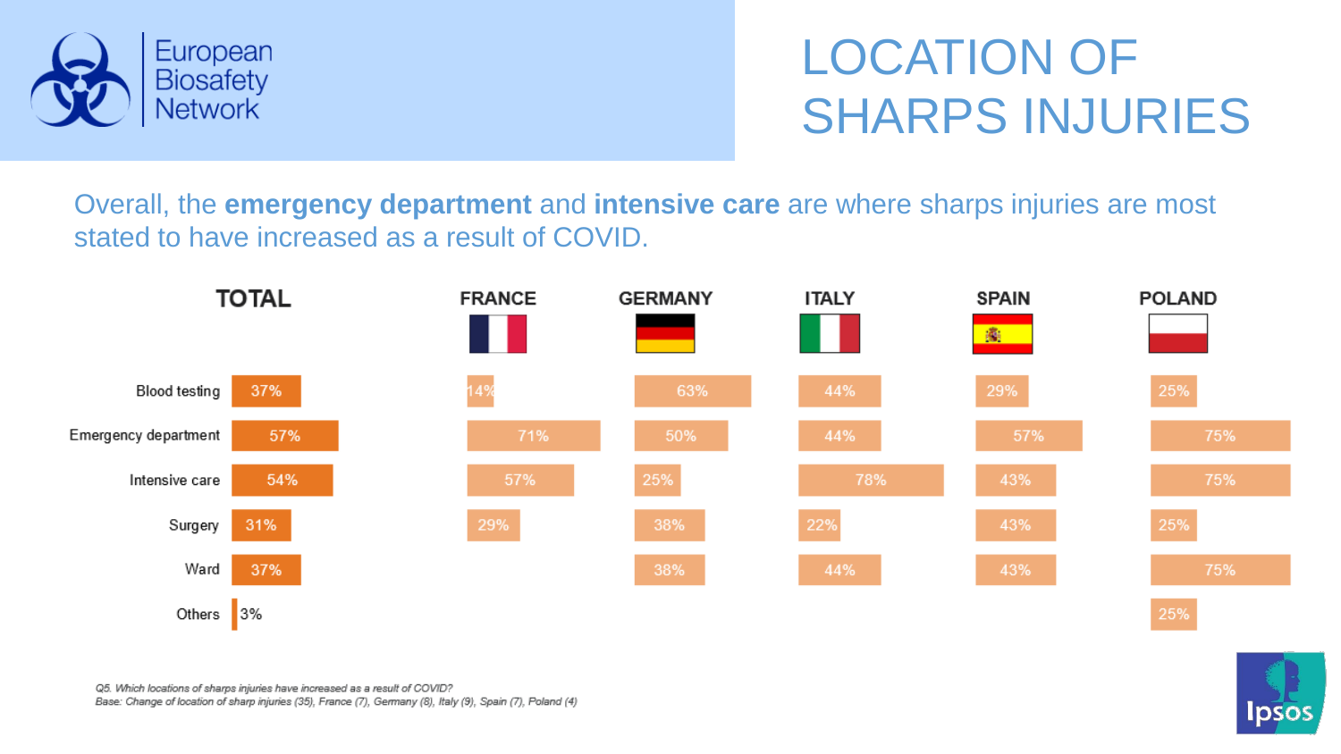# LOCATION OF SHARPS INJURIES

Overall, the **emergency department** and **intensive care** are where sharps injuries are most stated to have increased as a result of COVID.

| | TOTAL | FRANCE | GERMANY | ITALY | SPAIN | POLAND |
|---|---|---|---|---|---|---|
| Blood testing | 37% | 14% | 63% | 44% | 29% | 25% |
| Emergency department | 57% | 71% | 50% | 44% | 57% | 75% |
| Intensive care | 54% | 57% | 25% | 78% | 43% | 75% |
| Surgery | 31% | 29% | 38% | 22% | 43% | 25% |
| Ward | 37% | | 38% | 44% | 43% | 75% |
| Others | 3% | | | | | 25% |

*Q5. Which locations of sharps injuries have increased as a result of COVID?*
*Base: Change of location of sharp injuries (35), France (7), Germany (8), Italy (9), Spain (7), Poland (4)*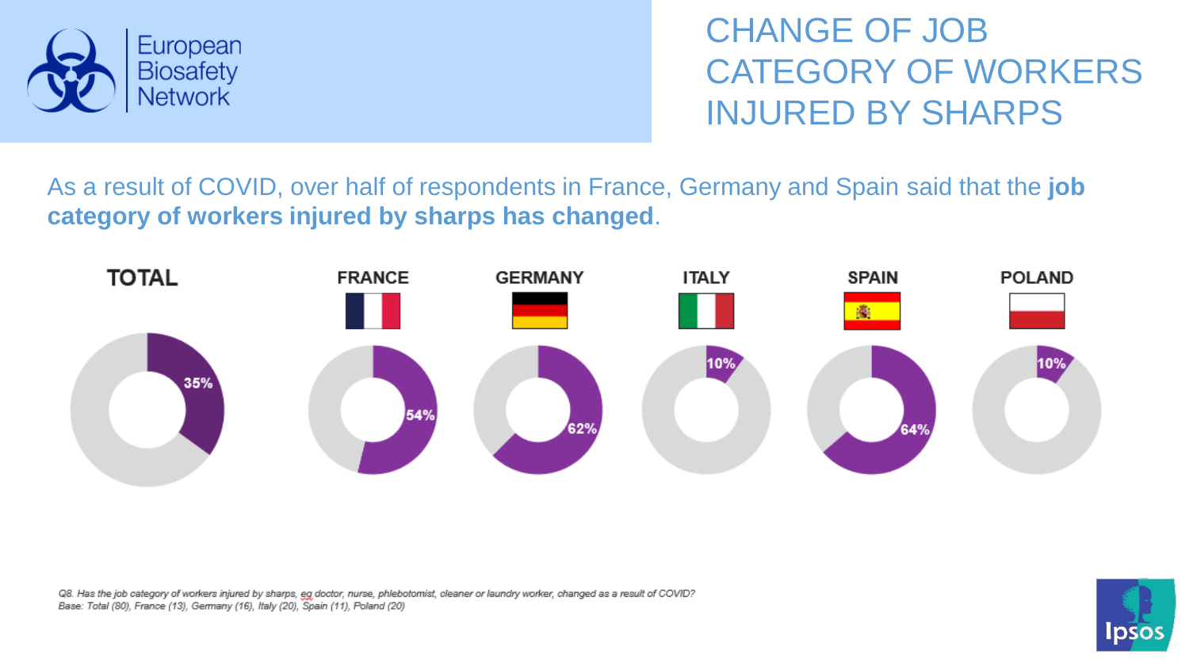European Biosafety Network

# CHANGE OF JOB CATEGORY OF WORKERS INJURED BY SHARPS

As a result of COVID, over half of respondents in France, Germany and Spain said that the **job category of workers injured by sharps has changed**.

| TOTAL | FRANCE | GERMANY | ITALY | SPAIN | POLAND |
|---|---|---|---|---|---|
| 35% | 54% | 62% | 10% | 64% | 10% |

*Q8. Has the job category of workers injured by sharps, eg doctor, nurse, phlebotomist, cleaner or laundry worker, changed as a result of COVID?*
*Base: Total (80), France (13), Germany (16), Italy (20), Spain (11), Poland (20)*

Ipsos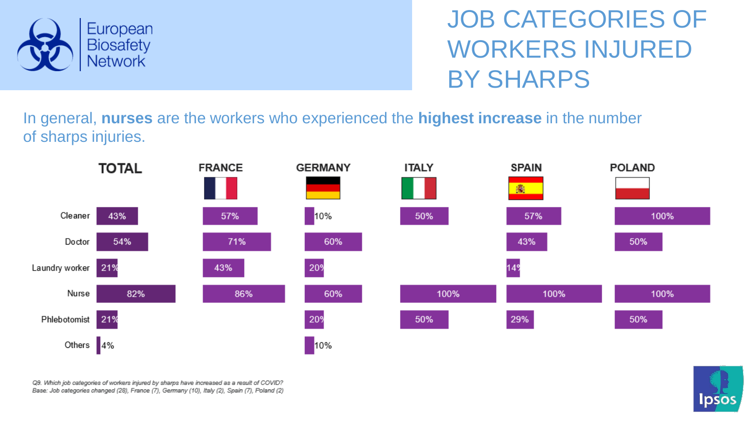# JOB CATEGORIES OF WORKERS INJURED BY SHARPS

In general, **nurses** are the workers who experienced the **highest increase** in the number of sharps injuries.

| | TOTAL | FRANCE | GERMANY | ITALY | SPAIN | POLAND |
|---|---|---|---|---|---|---|
| Cleaner | 43% | 57% | 10% | 50% | 57% | 100% |
| Doctor | 54% | 71% | 60% | | 43% | 50% |
| Laundry worker | 21% | 43% | 20% | | 14% | |
| Nurse | 82% | 86% | 60% | 100% | 100% | 100% |
| Phlebotomist | 21% | | 20% | 50% | 29% | 50% |
| Others | 4% | | 10% | | | |

*Q9. Which job categories of workers injured by sharps have increased as a result of COVID?*
*Base: Job categories changed (28), France (7), Germany (10), Italy (2), Spain (7), Poland (2)*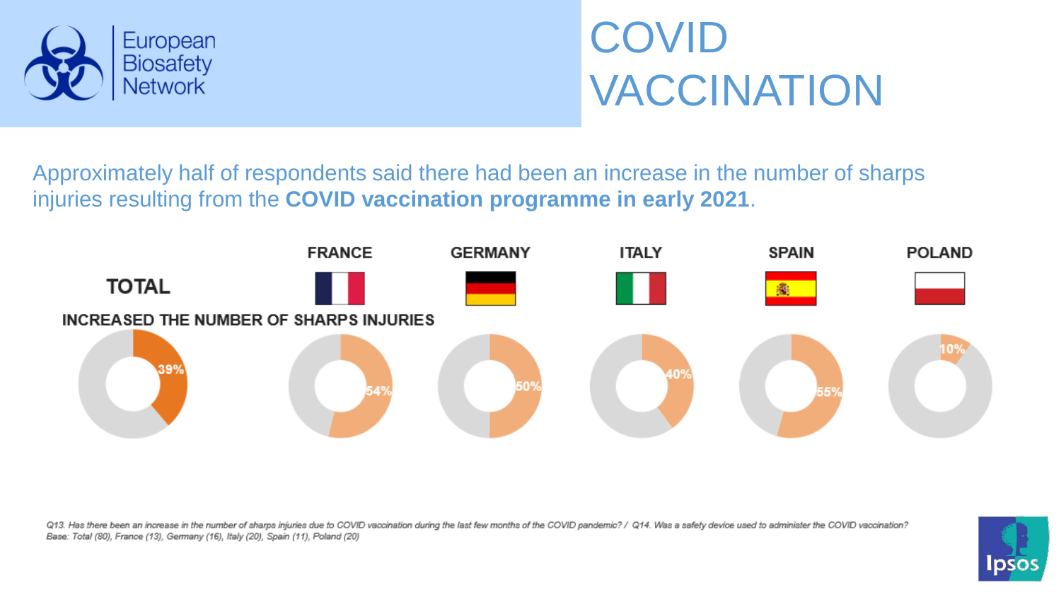# COVID VACCINATION

Approximately half of respondents said there had been an increase in the number of sharps injuries resulting from the **COVID vaccination programme in early 2021**.

**INCREASED THE NUMBER OF SHARPS INJURIES**

| TOTAL | FRANCE | GERMANY | ITALY | SPAIN | POLAND |
|---|---|---|---|---|---|
| 39% | 54% | 50% | 40% | 55% | 10% |

*Q13. Has there been an increase in the number of sharps injuries due to COVID vaccination during the last few months of the COVID pandemic? / Q14. Was a safety device used to administer the COVID vaccination?*
*Base: Total (80), France (13), Germany (16), Italy (20), Spain (11), Poland (20)*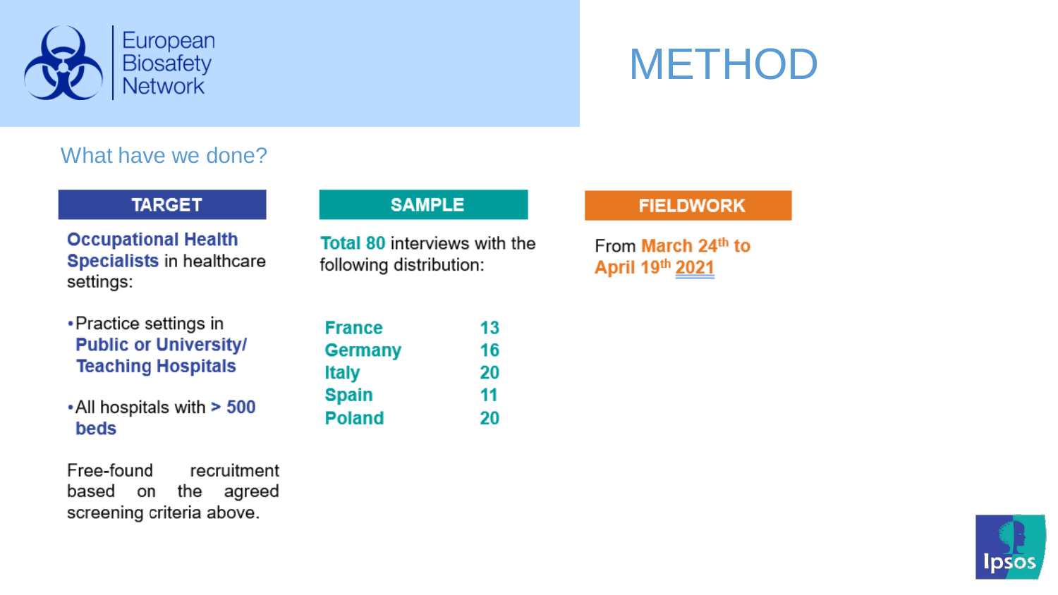European Biosafety Network

# METHOD

## What have we done?

### TARGET

**Occupational Health Specialists** in healthcare settings:

- Practice settings in **Public or University/ Teaching Hospitals**
- All hospitals with **> 500 beds**

Free-found recruitment based on the agreed screening criteria above.

### SAMPLE

**Total 80** interviews with the following distribution:

| | |
|---|---|
| **France** | **13** |
| **Germany** | **16** |
| **Italy** | **20** |
| **Spain** | **11** |
| **Poland** | **20** |

### FIELDWORK

From **March 24th to April 19th 2021**

Ipsos